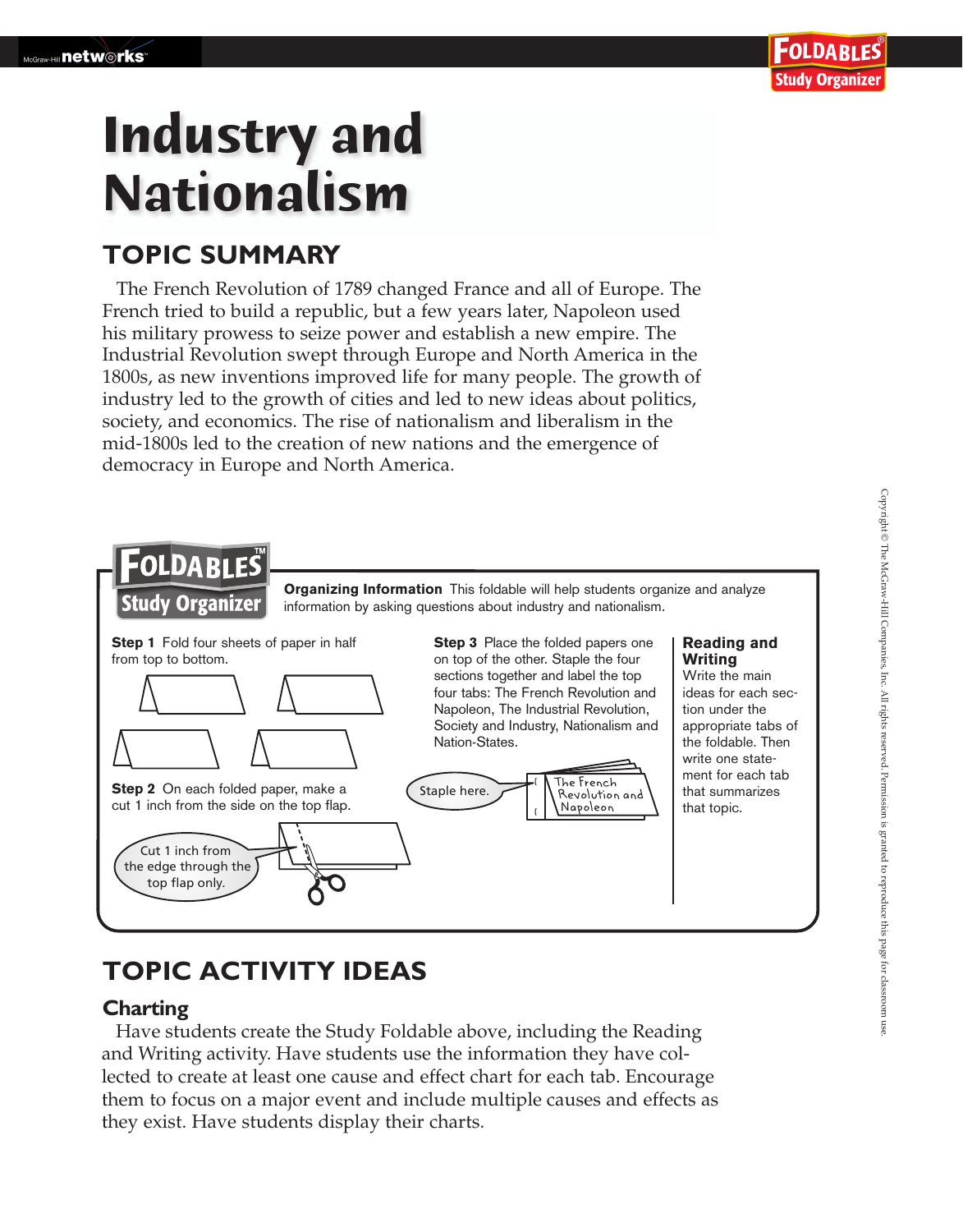# Industry and Nationalism

## TOPIC SUMMARY

The French Revolution of 1789 changed France and all of Europe. The French tried to build a republic, but a few years later, Napoleon used his military prowess to seize power and establish a new empire. The Industrial Revolution swept through Europe and North America in the 1800s, as new inventions improved life for many people. The growth of industry led to the growth of cities and led to new ideas about politics, society, and economics. The rise of nationalism and liberalism in the mid-1800s led to the creation of new nations and the emergence of democracy in Europe and North America.

### FOLDABLES Study Organizer

**Organizing Information** This foldable will help students organize and analyze information by asking questions about industry and nationalism.

**Step 1** Fold four sheets of paper in half from top to bottom.

**Step 2** On each folded paper, make a cut 1 inch from the side on the top flap.

Cut 1 inch from the edge through the top flap only.

**Step 3** Place the folded papers one on top of the other. Staple the four sections together and label the top four tabs: The French Revolution and Napoleon, The Industrial Revolution, Society and Industry, Nationalism and Nation-States.

Staple here.

The French Revolution and Napoleon

**Reading and Writing**
Write the main ideas for each section under the appropriate tabs of the foldable. Then write one statement for each tab that summarizes that topic.

## TOPIC ACTIVITY IDEAS

### Charting

Have students create the Study Foldable above, including the Reading and Writing activity. Have students use the information they have collected to create at least one cause and effect chart for each tab. Encourage them to focus on a major event and include multiple causes and effects as they exist. Have students display their charts.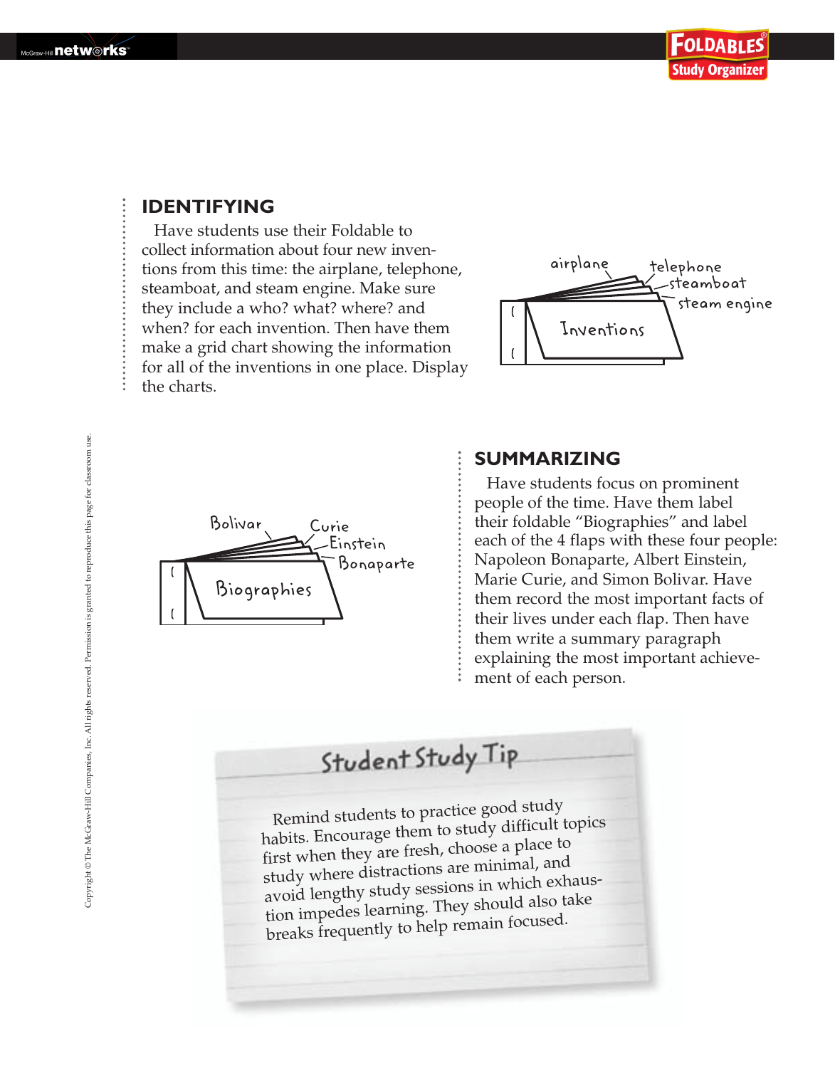## IDENTIFYING

Have students use their Foldable to collect information about four new inventions from this time: the airplane, telephone, steamboat, and steam engine. Make sure they include a who? what? where? and when? for each invention. Then have them make a grid chart showing the information for all of the inventions in one place. Display the charts.

airplane
telephone
steamboat
steam engine
Inventions

## SUMMARIZING

Have students focus on prominent people of the time. Have them label their foldable "Biographies" and label each of the 4 flaps with these four people: Napoleon Bonaparte, Albert Einstein, Marie Curie, and Simon Bolivar. Have them record the most important facts of their lives under each flap. Then have them write a summary paragraph explaining the most important achievement of each person.

Bolivar
Curie
Einstein
Bonaparte
Biographies

## Student Study Tip

Remind students to practice good study habits. Encourage them to study difficult topics first when they are fresh, choose a place to study where distractions are minimal, and avoid lengthy study sessions in which exhaustion impedes learning. They should also take breaks frequently to help remain focused.

Copyright © The McGraw-Hill Companies, Inc. All rights reserved. Permission is granted to reproduce this page for classroom use.